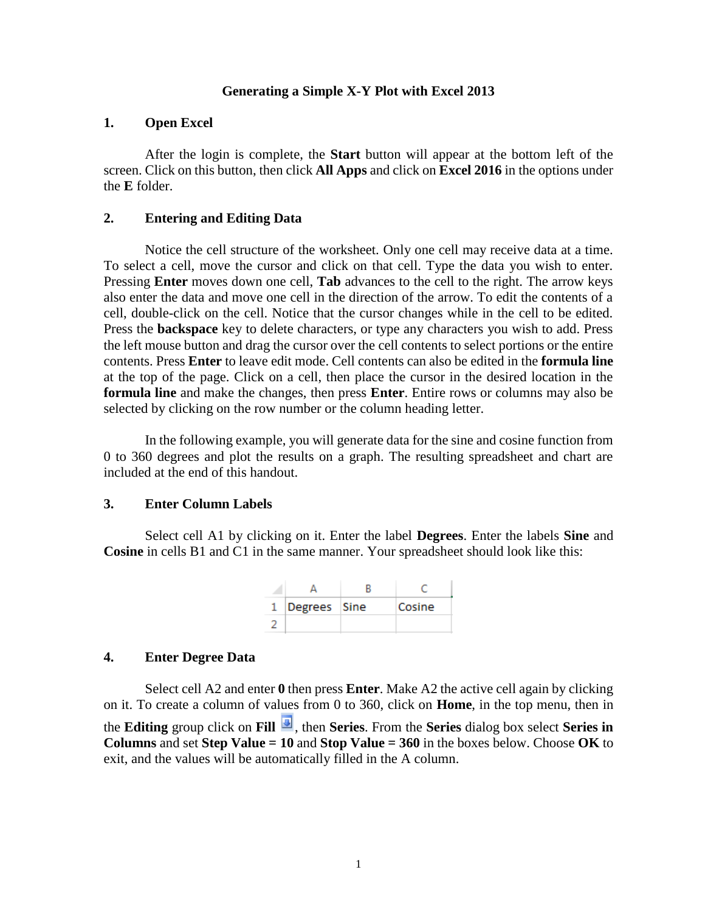# Generating a Simple X-Y Plot with Excel 2013

## 1. Open Excel

After the login is complete, the **Start** button will appear at the bottom left of the screen. Click on this button, then click **All Apps** and click on **Excel 2016** in the options under the **E** folder.

## 2. Entering and Editing Data

Notice the cell structure of the worksheet. Only one cell may receive data at a time. To select a cell, move the cursor and click on that cell. Type the data you wish to enter. Pressing **Enter** moves down one cell, **Tab** advances to the cell to the right. The arrow keys also enter the data and move one cell in the direction of the arrow. To edit the contents of a cell, double-click on the cell. Notice that the cursor changes while in the cell to be edited. Press the **backspace** key to delete characters, or type any characters you wish to add. Press the left mouse button and drag the cursor over the cell contents to select portions or the entire contents. Press **Enter** to leave edit mode. Cell contents can also be edited in the **formula line** at the top of the page. Click on a cell, then place the cursor in the desired location in the **formula line** and make the changes, then press **Enter**. Entire rows or columns may also be selected by clicking on the row number or the column heading letter.

In the following example, you will generate data for the sine and cosine function from 0 to 360 degrees and plot the results on a graph. The resulting spreadsheet and chart are included at the end of this handout.

## 3. Enter Column Labels

Select cell A1 by clicking on it. Enter the label **Degrees**. Enter the labels **Sine** and **Cosine** in cells B1 and C1 in the same manner. Your spreadsheet should look like this:

|   | A | B | C |
|---|---|---|---|
| 1 | Degrees | Sine | Cosine |
| 2 | | | |

## 4. Enter Degree Data

Select cell A2 and enter **0** then press **Enter**. Make A2 the active cell again by clicking on it. To create a column of values from 0 to 360, click on **Home**, in the top menu, then in the **Editing** group click on **Fill**, then **Series**. From the **Series** dialog box select **Series in Columns** and set **Step Value = 10** and **Stop Value = 360** in the boxes below. Choose **OK** to exit, and the values will be automatically filled in the A column.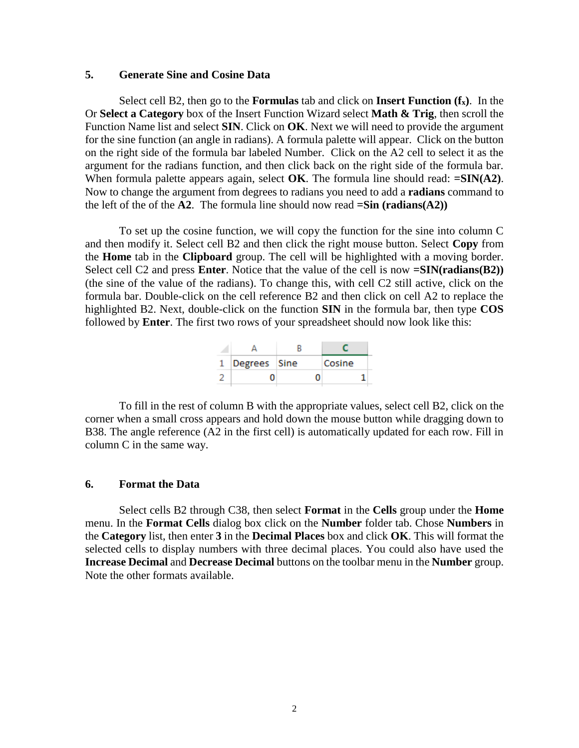## 5. Generate Sine and Cosine Data

Select cell B2, then go to the **Formulas** tab and click on **Insert Function ($f_x$)**. In the Or **Select a Category** box of the Insert Function Wizard select **Math & Trig**, then scroll the Function Name list and select **SIN**. Click on **OK**. Next we will need to provide the argument for the sine function (an angle in radians). A formula palette will appear. Click on the button on the right side of the formula bar labeled Number. Click on the A2 cell to select it as the argument for the radians function, and then click back on the right side of the formula bar. When formula palette appears again, select **OK**. The formula line should read: **=SIN(A2)**. Now to change the argument from degrees to radians you need to add a **radians** command to the left of the of the **A2**. The formula line should now read **=Sin (radians(A2))**

To set up the cosine function, we will copy the function for the sine into column C and then modify it. Select cell B2 and then click the right mouse button. Select **Copy** from the **Home** tab in the **Clipboard** group. The cell will be highlighted with a moving border. Select cell C2 and press **Enter**. Notice that the value of the cell is now **=SIN(radians(B2))** (the sine of the value of the radians). To change this, with cell C2 still active, click on the formula bar. Double-click on the cell reference B2 and then click on cell A2 to replace the highlighted B2. Next, double-click on the function **SIN** in the formula bar, then type **COS** followed by **Enter**. The first two rows of your spreadsheet should now look like this:

| | A | B | C |
|---|---|---|---|
| 1 | Degrees | Sine | Cosine |
| 2 | 0 | 0 | 1 |

To fill in the rest of column B with the appropriate values, select cell B2, click on the corner when a small cross appears and hold down the mouse button while dragging down to B38. The angle reference (A2 in the first cell) is automatically updated for each row. Fill in column C in the same way.

## 6. Format the Data

Select cells B2 through C38, then select **Format** in the **Cells** group under the **Home** menu. In the **Format Cells** dialog box click on the **Number** folder tab. Chose **Numbers** in the **Category** list, then enter **3** in the **Decimal Places** box and click **OK**. This will format the selected cells to display numbers with three decimal places. You could also have used the **Increase Decimal** and **Decrease Decimal** buttons on the toolbar menu in the **Number** group. Note the other formats available.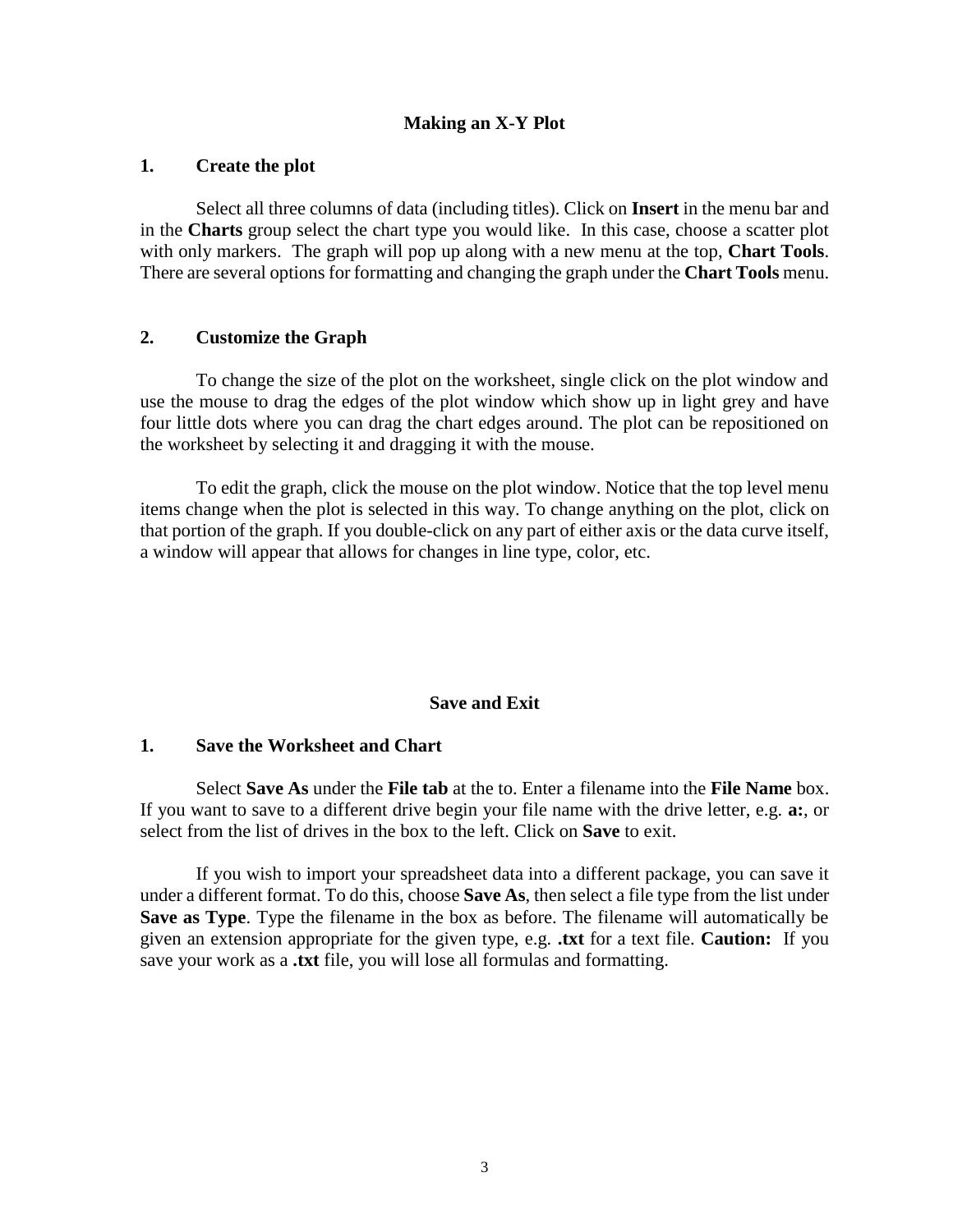## Making an X-Y Plot

### 1. Create the plot

Select all three columns of data (including titles). Click on **Insert** in the menu bar and in the **Charts** group select the chart type you would like. In this case, choose a scatter plot with only markers. The graph will pop up along with a new menu at the top, **Chart Tools**. There are several options for formatting and changing the graph under the **Chart Tools** menu.

### 2. Customize the Graph

To change the size of the plot on the worksheet, single click on the plot window and use the mouse to drag the edges of the plot window which show up in light grey and have four little dots where you can drag the chart edges around. The plot can be repositioned on the worksheet by selecting it and dragging it with the mouse.

To edit the graph, click the mouse on the plot window. Notice that the top level menu items change when the plot is selected in this way. To change anything on the plot, click on that portion of the graph. If you double-click on any part of either axis or the data curve itself, a window will appear that allows for changes in line type, color, etc.

## Save and Exit

### 1. Save the Worksheet and Chart

Select **Save As** under the **File tab** at the to. Enter a filename into the **File Name** box. If you want to save to a different drive begin your file name with the drive letter, e.g. **a:**, or select from the list of drives in the box to the left. Click on **Save** to exit.

If you wish to import your spreadsheet data into a different package, you can save it under a different format. To do this, choose **Save As**, then select a file type from the list under **Save as Type**. Type the filename in the box as before. The filename will automatically be given an extension appropriate for the given type, e.g. **.txt** for a text file. **Caution:** If you save your work as a **.txt** file, you will lose all formulas and formatting.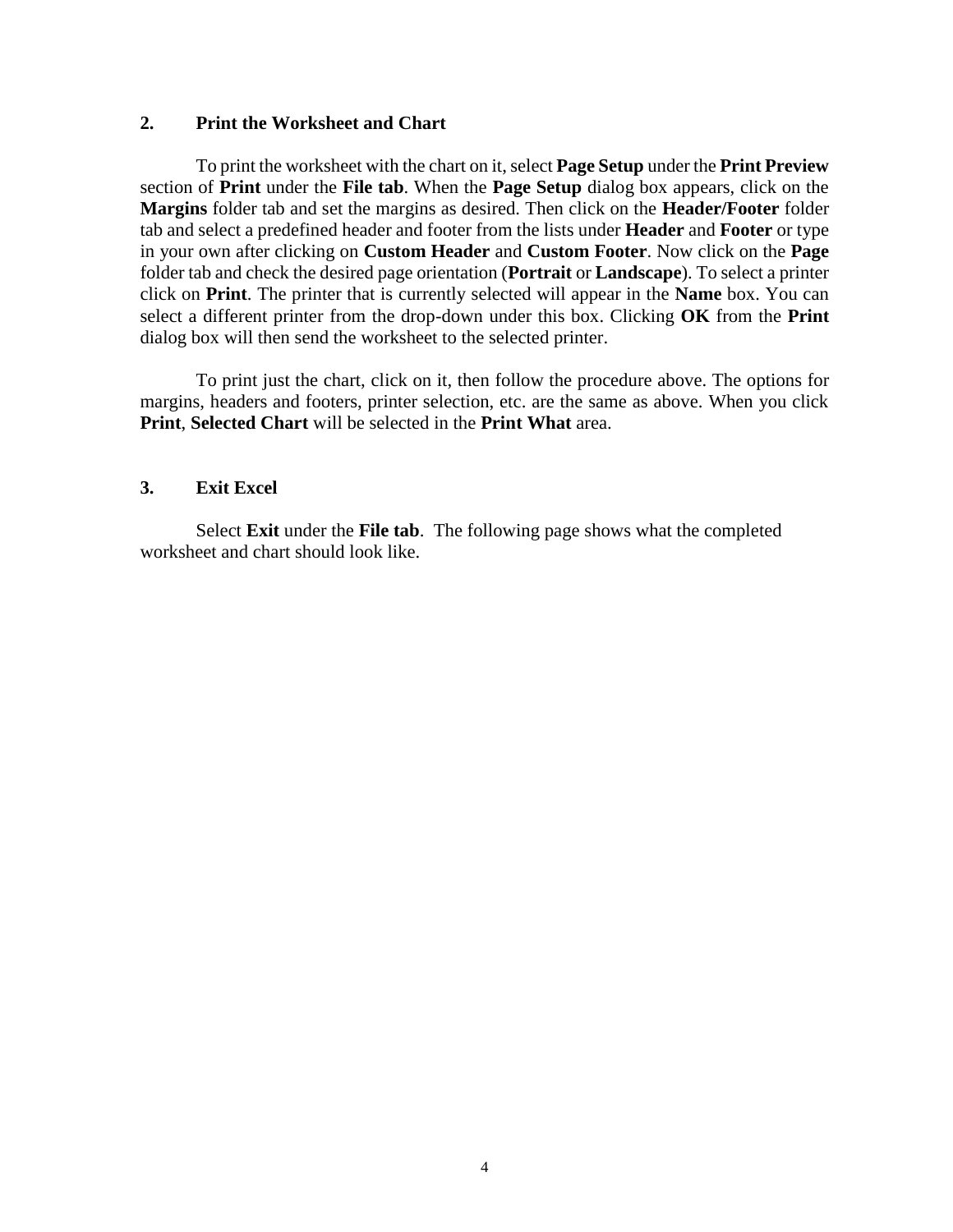## 2. Print the Worksheet and Chart

To print the worksheet with the chart on it, select **Page Setup** under the **Print Preview** section of **Print** under the **File tab**. When the **Page Setup** dialog box appears, click on the **Margins** folder tab and set the margins as desired. Then click on the **Header/Footer** folder tab and select a predefined header and footer from the lists under **Header** and **Footer** or type in your own after clicking on **Custom Header** and **Custom Footer**. Now click on the **Page** folder tab and check the desired page orientation (**Portrait** or **Landscape**). To select a printer click on **Print**. The printer that is currently selected will appear in the **Name** box. You can select a different printer from the drop-down under this box. Clicking **OK** from the **Print** dialog box will then send the worksheet to the selected printer.

To print just the chart, click on it, then follow the procedure above. The options for margins, headers and footers, printer selection, etc. are the same as above. When you click **Print**, **Selected Chart** will be selected in the **Print What** area.

## 3. Exit Excel

Select **Exit** under the **File tab**. The following page shows what the completed worksheet and chart should look like.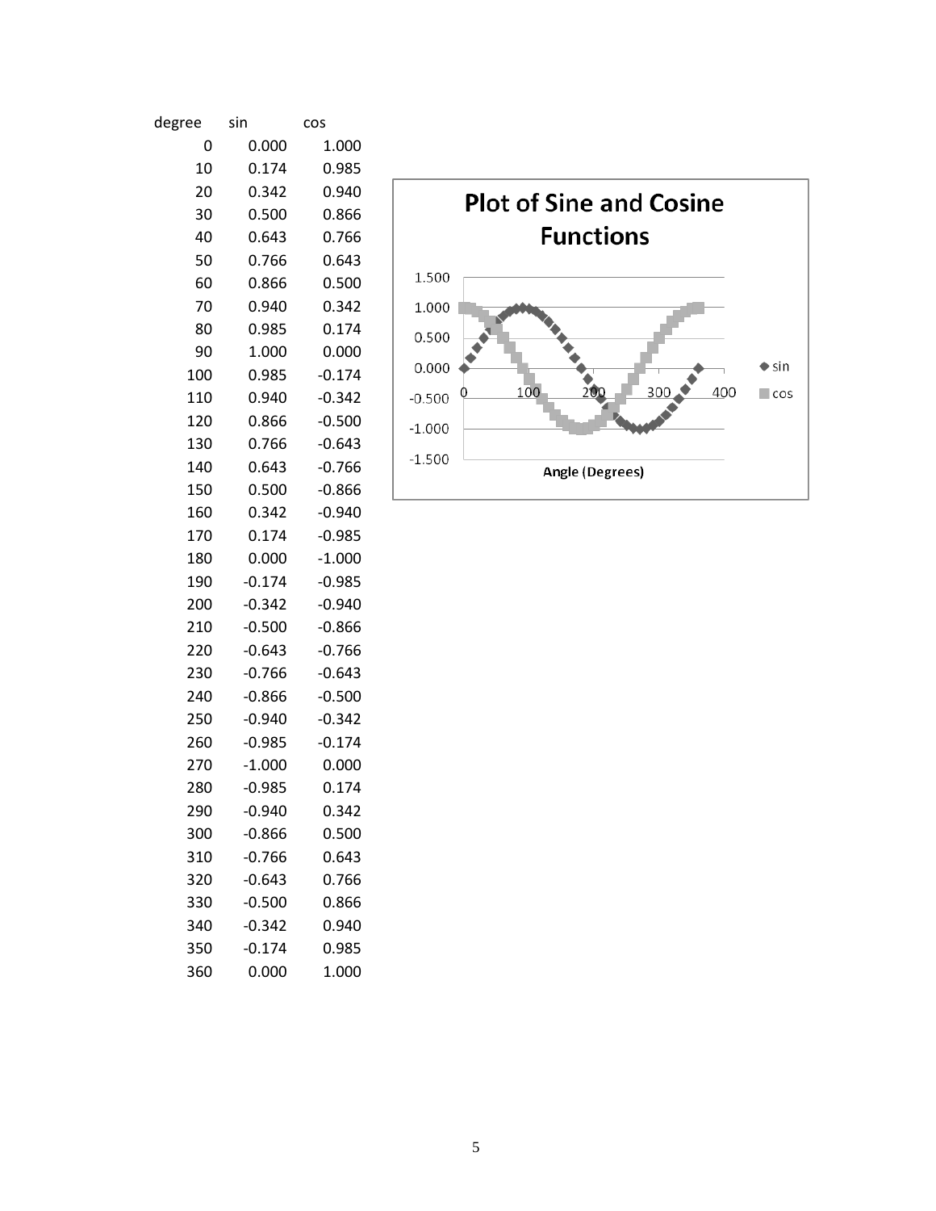| degree | sin | cos |
|---|---|---|
| 0 | 0.000 | 1.000 |
| 10 | 0.174 | 0.985 |
| 20 | 0.342 | 0.940 |
| 30 | 0.500 | 0.866 |
| 40 | 0.643 | 0.766 |
| 50 | 0.766 | 0.643 |
| 60 | 0.866 | 0.500 |
| 70 | 0.940 | 0.342 |
| 80 | 0.985 | 0.174 |
| 90 | 1.000 | 0.000 |
| 100 | 0.985 | -0.174 |
| 110 | 0.940 | -0.342 |
| 120 | 0.866 | -0.500 |
| 130 | 0.766 | -0.643 |
| 140 | 0.643 | -0.766 |
| 150 | 0.500 | -0.866 |
| 160 | 0.342 | -0.940 |
| 170 | 0.174 | -0.985 |
| 180 | 0.000 | -1.000 |
| 190 | -0.174 | -0.985 |
| 200 | -0.342 | -0.940 |
| 210 | -0.500 | -0.866 |
| 220 | -0.643 | -0.766 |
| 230 | -0.766 | -0.643 |
| 240 | -0.866 | -0.500 |
| 250 | -0.940 | -0.342 |
| 260 | -0.985 | -0.174 |
| 270 | -1.000 | 0.000 |
| 280 | -0.985 | 0.174 |
| 290 | -0.940 | 0.342 |
| 300 | -0.866 | 0.500 |
| 310 | -0.766 | 0.643 |
| 320 | -0.643 | 0.766 |
| 330 | -0.500 | 0.866 |
| 340 | -0.342 | 0.940 |
| 350 | -0.174 | 0.985 |
| 360 | 0.000 | 1.000 |

**Plot of Sine and Cosine Functions**

1.500
1.000
0.500
0.000
-0.500
-1.000
-1.500

0
100
200
300
400

Angle (Degrees)

sin
cos